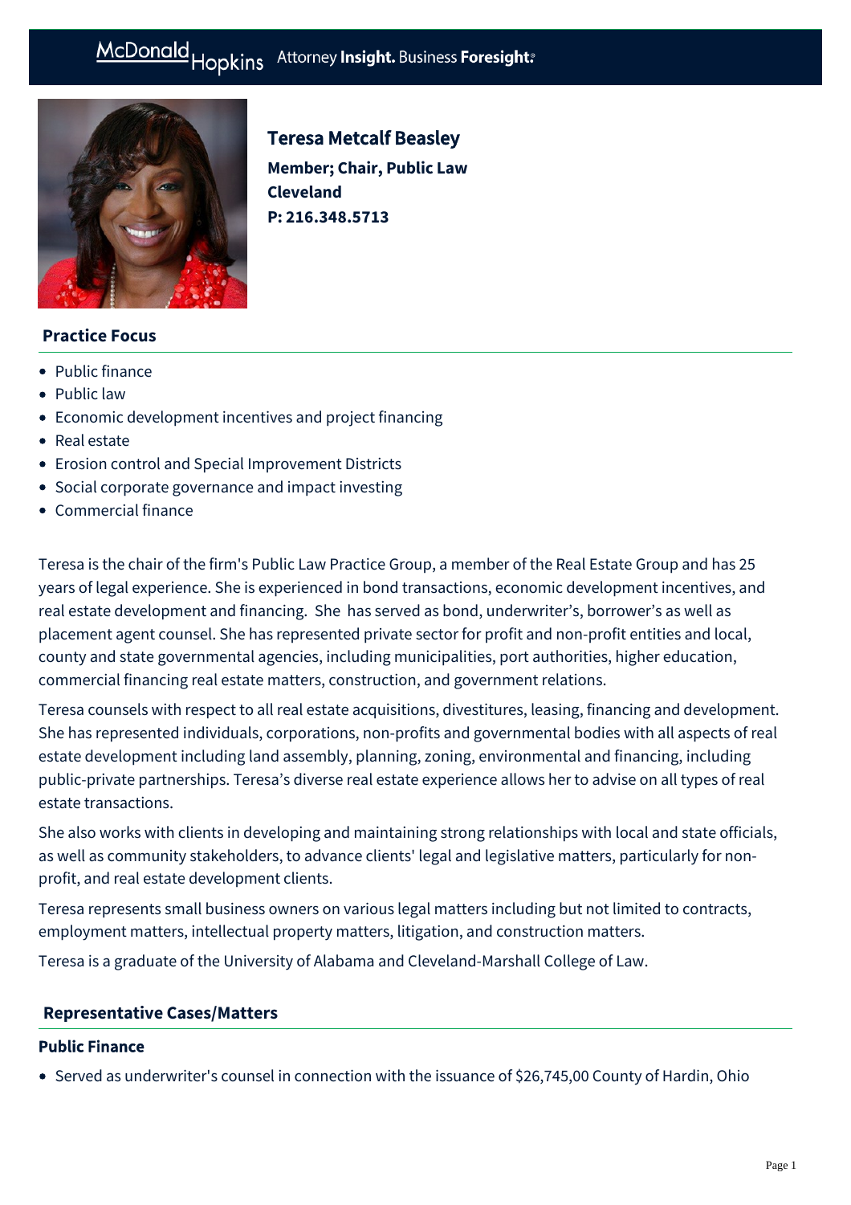McDonald Hopkins Attorney **Insight.** Business **Foresight.**

# Teresa Metcalf Beasley

**Member; Chair, Public Law**
**Cleveland**
**P: 216.348.5713**

## Practice Focus

- Public finance
- Public law
- Economic development incentives and project financing
- Real estate
- Erosion control and Special Improvement Districts
- Social corporate governance and impact investing
- Commercial finance

Teresa is the chair of the firm's Public Law Practice Group, a member of the Real Estate Group and has 25 years of legal experience. She is experienced in bond transactions, economic development incentives, and real estate development and financing.  She  has served as bond, underwriter's, borrower's as well as placement agent counsel. She has represented private sector for profit and non-profit entities and local, county and state governmental agencies, including municipalities, port authorities, higher education, commercial financing real estate matters, construction, and government relations.

Teresa counsels with respect to all real estate acquisitions, divestitures, leasing, financing and development. She has represented individuals, corporations, non-profits and governmental bodies with all aspects of real estate development including land assembly, planning, zoning, environmental and financing, including public-private partnerships. Teresa's diverse real estate experience allows her to advise on all types of real estate transactions.

She also works with clients in developing and maintaining strong relationships with local and state officials, as well as community stakeholders, to advance clients' legal and legislative matters, particularly for non-profit, and real estate development clients.

Teresa represents small business owners on various legal matters including but not limited to contracts, employment matters, intellectual property matters, litigation, and construction matters.

Teresa is a graduate of the University of Alabama and Cleveland-Marshall College of Law.

## Representative Cases/Matters

### Public Finance

- Served as underwriter's counsel in connection with the issuance of $26,745,00 County of Hardin, Ohio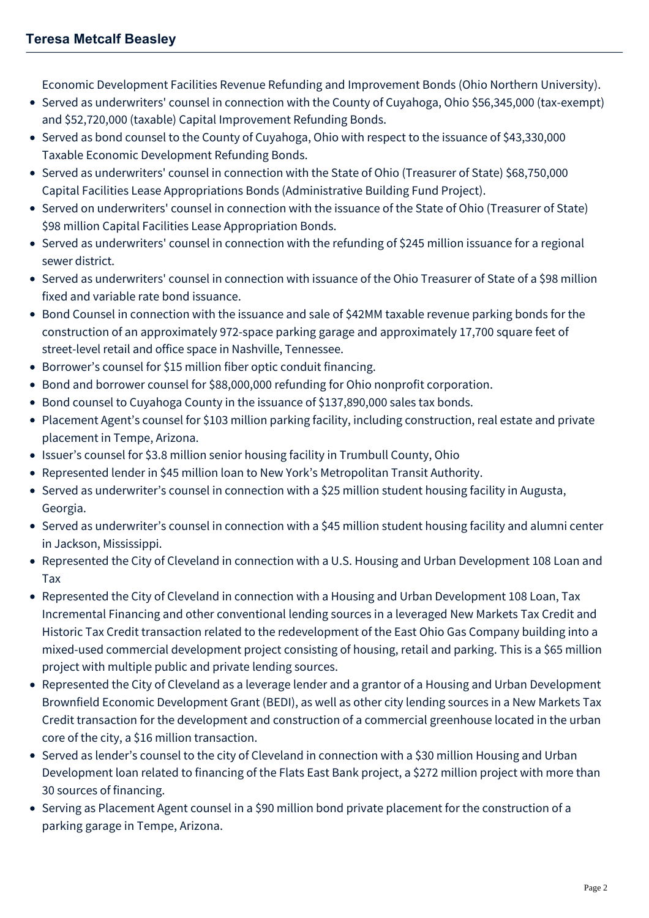Economic Development Facilities Revenue Refunding and Improvement Bonds (Ohio Northern University).

- Served as underwriters' counsel in connection with the County of Cuyahoga, Ohio $56,345,000 (tax-exempt) and $52,720,000 (taxable) Capital Improvement Refunding Bonds.
- Served as bond counsel to the County of Cuyahoga, Ohio with respect to the issuance of $43,330,000 Taxable Economic Development Refunding Bonds.
- Served as underwriters' counsel in connection with the State of Ohio (Treasurer of State) $68,750,000 Capital Facilities Lease Appropriations Bonds (Administrative Building Fund Project).
- Served on underwriters' counsel in connection with the issuance of the State of Ohio (Treasurer of State) $98 million Capital Facilities Lease Appropriation Bonds.
- Served as underwriters' counsel in connection with the refunding of $245 million issuance for a regional sewer district.
- Served as underwriters' counsel in connection with issuance of the Ohio Treasurer of State of a $98 million fixed and variable rate bond issuance.
- Bond Counsel in connection with the issuance and sale of $42MM taxable revenue parking bonds for the construction of an approximately 972-space parking garage and approximately 17,700 square feet of street-level retail and office space in Nashville, Tennessee.
- Borrower's counsel for $15 million fiber optic conduit financing.
- Bond and borrower counsel for $88,000,000 refunding for Ohio nonprofit corporation.
- Bond counsel to Cuyahoga County in the issuance of $137,890,000 sales tax bonds.
- Placement Agent's counsel for $103 million parking facility, including construction, real estate and private placement in Tempe, Arizona.
- Issuer's counsel for $3.8 million senior housing facility in Trumbull County, Ohio
- Represented lender in $45 million loan to New York's Metropolitan Transit Authority.
- Served as underwriter's counsel in connection with a $25 million student housing facility in Augusta, Georgia.
- Served as underwriter's counsel in connection with a $45 million student housing facility and alumni center in Jackson, Mississippi.
- Represented the City of Cleveland in connection with a U.S. Housing and Urban Development 108 Loan and Tax
- Represented the City of Cleveland in connection with a Housing and Urban Development 108 Loan, Tax Incremental Financing and other conventional lending sources in a leveraged New Markets Tax Credit and Historic Tax Credit transaction related to the redevelopment of the East Ohio Gas Company building into a mixed-used commercial development project consisting of housing, retail and parking. This is a $65 million project with multiple public and private lending sources.
- Represented the City of Cleveland as a leverage lender and a grantor of a Housing and Urban Development Brownfield Economic Development Grant (BEDI), as well as other city lending sources in a New Markets Tax Credit transaction for the development and construction of a commercial greenhouse located in the urban core of the city, a $16 million transaction.
- Served as lender's counsel to the city of Cleveland in connection with a $30 million Housing and Urban Development loan related to financing of the Flats East Bank project, a $272 million project with more than 30 sources of financing.
- Serving as Placement Agent counsel in a $90 million bond private placement for the construction of a parking garage in Tempe, Arizona.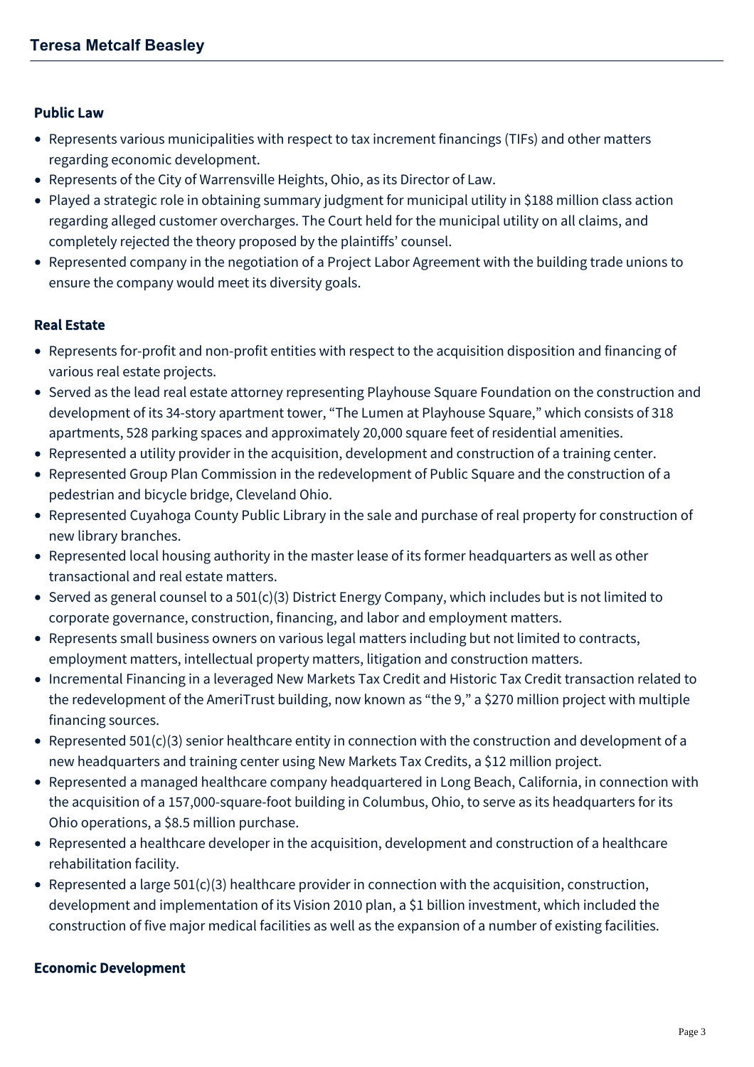## Public Law

- Represents various municipalities with respect to tax increment financings (TIFs) and other matters regarding economic development.
- Represents of the City of Warrensville Heights, Ohio, as its Director of Law.
- Played a strategic role in obtaining summary judgment for municipal utility in $188 million class action regarding alleged customer overcharges. The Court held for the municipal utility on all claims, and completely rejected the theory proposed by the plaintiffs' counsel.
- Represented company in the negotiation of a Project Labor Agreement with the building trade unions to ensure the company would meet its diversity goals.

## Real Estate

- Represents for-profit and non-profit entities with respect to the acquisition disposition and financing of various real estate projects.
- Served as the lead real estate attorney representing Playhouse Square Foundation on the construction and development of its 34-story apartment tower, "The Lumen at Playhouse Square," which consists of 318 apartments, 528 parking spaces and approximately 20,000 square feet of residential amenities.
- Represented a utility provider in the acquisition, development and construction of a training center.
- Represented Group Plan Commission in the redevelopment of Public Square and the construction of a pedestrian and bicycle bridge, Cleveland Ohio.
- Represented Cuyahoga County Public Library in the sale and purchase of real property for construction of new library branches.
- Represented local housing authority in the master lease of its former headquarters as well as other transactional and real estate matters.
- Served as general counsel to a 501(c)(3) District Energy Company, which includes but is not limited to corporate governance, construction, financing, and labor and employment matters.
- Represents small business owners on various legal matters including but not limited to contracts, employment matters, intellectual property matters, litigation and construction matters.
- Incremental Financing in a leveraged New Markets Tax Credit and Historic Tax Credit transaction related to the redevelopment of the AmeriTrust building, now known as "the 9," a $270 million project with multiple financing sources.
- Represented 501(c)(3) senior healthcare entity in connection with the construction and development of a new headquarters and training center using New Markets Tax Credits, a $12 million project.
- Represented a managed healthcare company headquartered in Long Beach, California, in connection with the acquisition of a 157,000-square-foot building in Columbus, Ohio, to serve as its headquarters for its Ohio operations, a $8.5 million purchase.
- Represented a healthcare developer in the acquisition, development and construction of a healthcare rehabilitation facility.
- Represented a large 501(c)(3) healthcare provider in connection with the acquisition, construction, development and implementation of its Vision 2010 plan, a $1 billion investment, which included the construction of five major medical facilities as well as the expansion of a number of existing facilities.

## Economic Development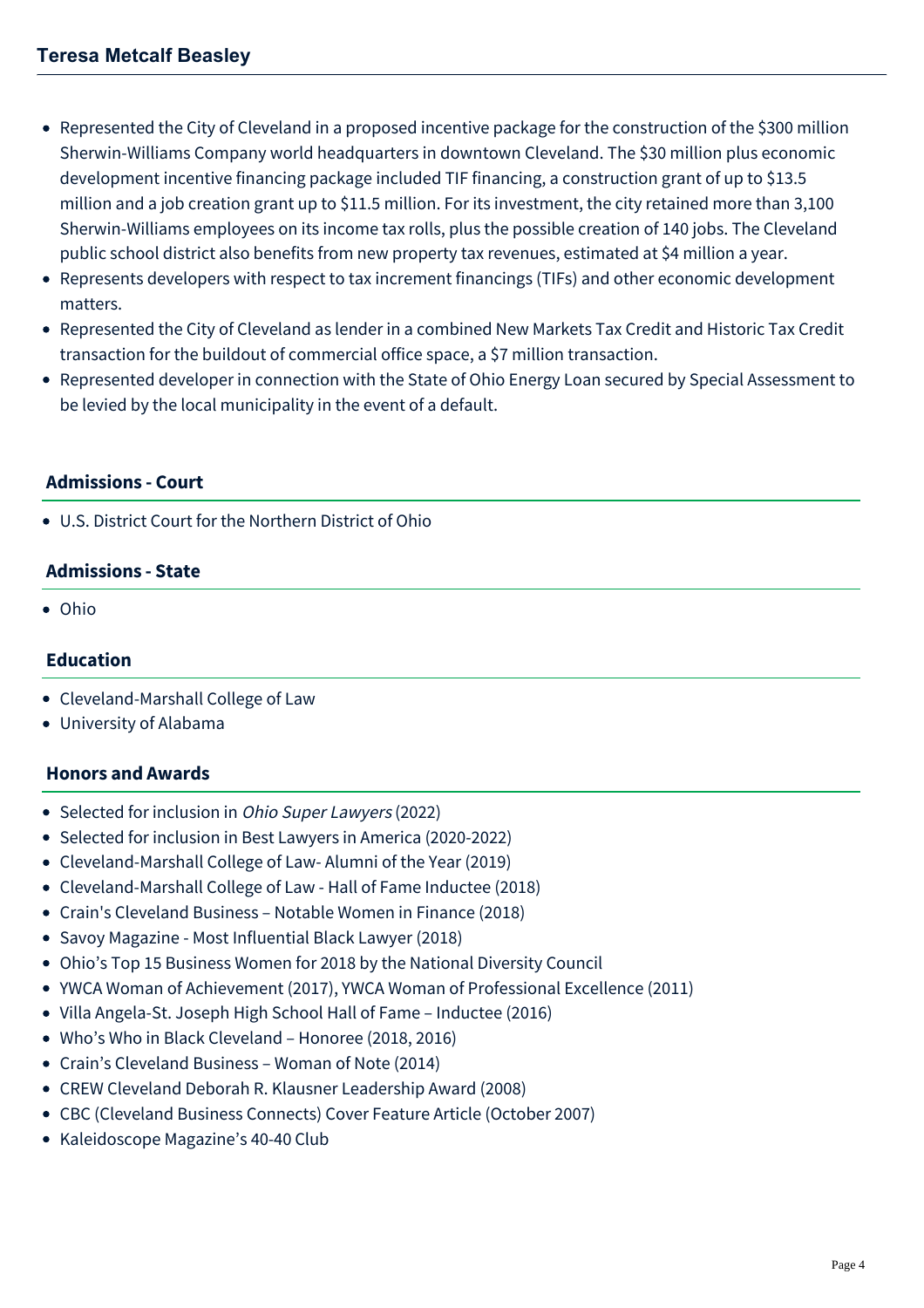- Represented the City of Cleveland in a proposed incentive package for the construction of the $300 million Sherwin-Williams Company world headquarters in downtown Cleveland. The $30 million plus economic development incentive financing package included TIF financing, a construction grant of up to $13.5 million and a job creation grant up to $11.5 million. For its investment, the city retained more than 3,100 Sherwin-Williams employees on its income tax rolls, plus the possible creation of 140 jobs. The Cleveland public school district also benefits from new property tax revenues, estimated at $4 million a year.
- Represents developers with respect to tax increment financings (TIFs) and other economic development matters.
- Represented the City of Cleveland as lender in a combined New Markets Tax Credit and Historic Tax Credit transaction for the buildout of commercial office space, a $7 million transaction.
- Represented developer in connection with the State of Ohio Energy Loan secured by Special Assessment to be levied by the local municipality in the event of a default.

## Admissions - Court

- U.S. District Court for the Northern District of Ohio

## Admissions - State

- Ohio

## Education

- Cleveland-Marshall College of Law
- University of Alabama

## Honors and Awards

- Selected for inclusion in *Ohio Super Lawyers* (2022)
- Selected for inclusion in Best Lawyers in America (2020-2022)
- Cleveland-Marshall College of Law- Alumni of the Year (2019)
- Cleveland-Marshall College of Law - Hall of Fame Inductee (2018)
- Crain's Cleveland Business – Notable Women in Finance (2018)
- Savoy Magazine - Most Influential Black Lawyer (2018)
- Ohio's Top 15 Business Women for 2018 by the National Diversity Council
- YWCA Woman of Achievement (2017), YWCA Woman of Professional Excellence (2011)
- Villa Angela-St. Joseph High School Hall of Fame – Inductee (2016)
- Who's Who in Black Cleveland – Honoree (2018, 2016)
- Crain's Cleveland Business – Woman of Note (2014)
- CREW Cleveland Deborah R. Klausner Leadership Award (2008)
- CBC (Cleveland Business Connects) Cover Feature Article (October 2007)
- Kaleidoscope Magazine's 40-40 Club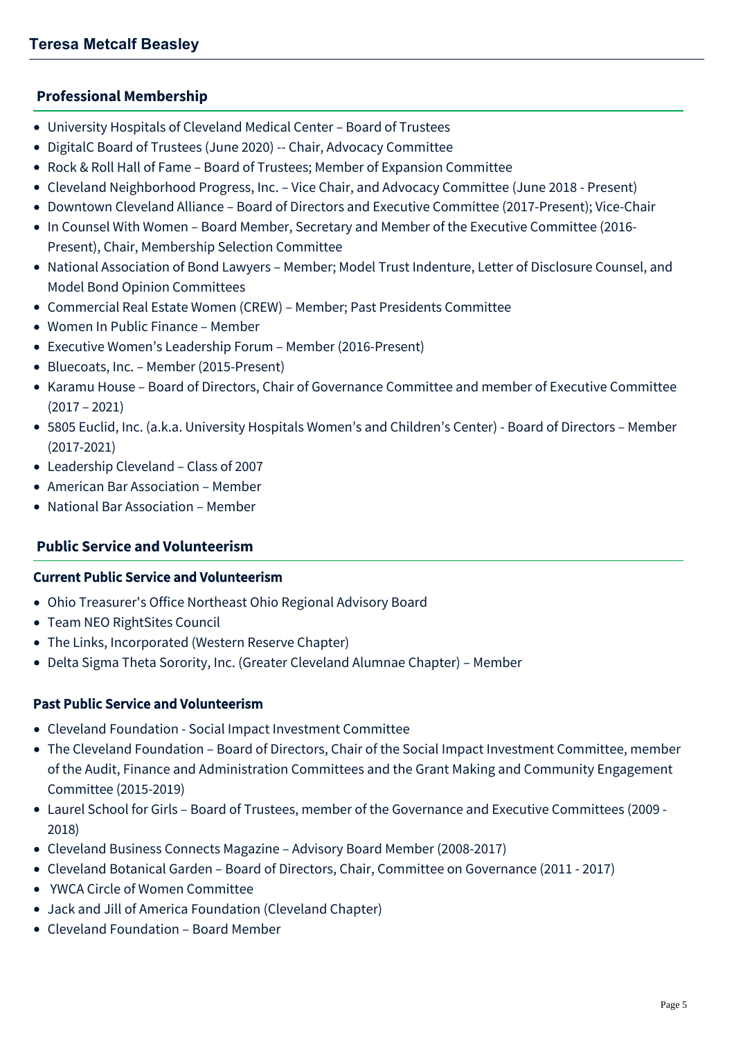## Professional Membership

- University Hospitals of Cleveland Medical Center – Board of Trustees
- DigitalC Board of Trustees (June 2020) -- Chair, Advocacy Committee
- Rock & Roll Hall of Fame – Board of Trustees; Member of Expansion Committee
- Cleveland Neighborhood Progress, Inc. – Vice Chair, and Advocacy Committee (June 2018 - Present)
- Downtown Cleveland Alliance – Board of Directors and Executive Committee (2017-Present); Vice-Chair
- In Counsel With Women – Board Member, Secretary and Member of the Executive Committee (2016-Present), Chair, Membership Selection Committee
- National Association of Bond Lawyers – Member; Model Trust Indenture, Letter of Disclosure Counsel, and Model Bond Opinion Committees
- Commercial Real Estate Women (CREW) – Member; Past Presidents Committee
- Women In Public Finance – Member
- Executive Women's Leadership Forum – Member (2016-Present)
- Bluecoats, Inc. – Member (2015-Present)
- Karamu House – Board of Directors, Chair of Governance Committee and member of Executive Committee (2017 – 2021)
- 5805 Euclid, Inc. (a.k.a. University Hospitals Women's and Children's Center) - Board of Directors – Member (2017-2021)
- Leadership Cleveland – Class of 2007
- American Bar Association – Member
- National Bar Association – Member

## Public Service and Volunteerism

### Current Public Service and Volunteerism

- Ohio Treasurer's Office Northeast Ohio Regional Advisory Board
- Team NEO RightSites Council
- The Links, Incorporated (Western Reserve Chapter)
- Delta Sigma Theta Sorority, Inc. (Greater Cleveland Alumnae Chapter) – Member

### Past Public Service and Volunteerism

- Cleveland Foundation - Social Impact Investment Committee
- The Cleveland Foundation – Board of Directors, Chair of the Social Impact Investment Committee, member of the Audit, Finance and Administration Committees and the Grant Making and Community Engagement Committee (2015-2019)
- Laurel School for Girls – Board of Trustees, member of the Governance and Executive Committees (2009 - 2018)
- Cleveland Business Connects Magazine – Advisory Board Member (2008-2017)
- Cleveland Botanical Garden – Board of Directors, Chair, Committee on Governance (2011 - 2017)
- YWCA Circle of Women Committee
- Jack and Jill of America Foundation (Cleveland Chapter)
- Cleveland Foundation – Board Member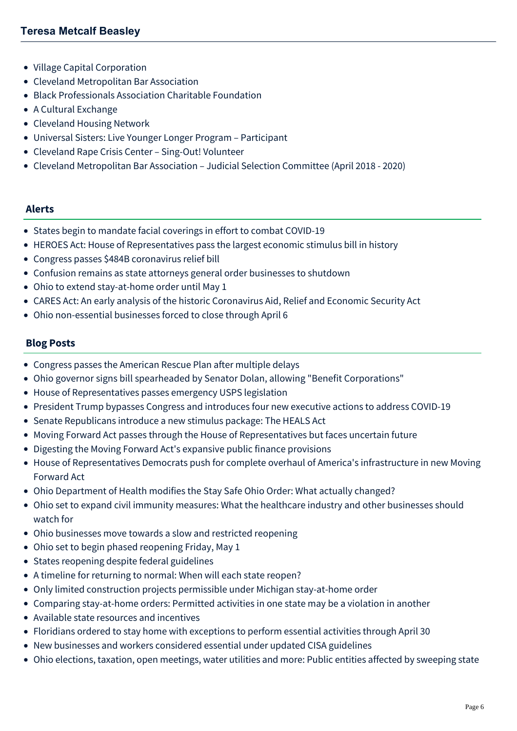- Village Capital Corporation
- Cleveland Metropolitan Bar Association
- Black Professionals Association Charitable Foundation
- A Cultural Exchange
- Cleveland Housing Network
- Universal Sisters: Live Younger Longer Program – Participant
- Cleveland Rape Crisis Center – Sing-Out! Volunteer
- Cleveland Metropolitan Bar Association – Judicial Selection Committee (April 2018 - 2020)

## Alerts

- States begin to mandate facial coverings in effort to combat COVID-19
- HEROES Act: House of Representatives pass the largest economic stimulus bill in history
- Congress passes $484B coronavirus relief bill
- Confusion remains as state attorneys general order businesses to shutdown
- Ohio to extend stay-at-home order until May 1
- CARES Act: An early analysis of the historic Coronavirus Aid, Relief and Economic Security Act
- Ohio non-essential businesses forced to close through April 6

## Blog Posts

- Congress passes the American Rescue Plan after multiple delays
- Ohio governor signs bill spearheaded by Senator Dolan, allowing "Benefit Corporations"
- House of Representatives passes emergency USPS legislation
- President Trump bypasses Congress and introduces four new executive actions to address COVID-19
- Senate Republicans introduce a new stimulus package: The HEALS Act
- Moving Forward Act passes through the House of Representatives but faces uncertain future
- Digesting the Moving Forward Act's expansive public finance provisions
- House of Representatives Democrats push for complete overhaul of America's infrastructure in new Moving Forward Act
- Ohio Department of Health modifies the Stay Safe Ohio Order: What actually changed?
- Ohio set to expand civil immunity measures: What the healthcare industry and other businesses should watch for
- Ohio businesses move towards a slow and restricted reopening
- Ohio set to begin phased reopening Friday, May 1
- States reopening despite federal guidelines
- A timeline for returning to normal: When will each state reopen?
- Only limited construction projects permissible under Michigan stay-at-home order
- Comparing stay-at-home orders: Permitted activities in one state may be a violation in another
- Available state resources and incentives
- Floridians ordered to stay home with exceptions to perform essential activities through April 30
- New businesses and workers considered essential under updated CISA guidelines
- Ohio elections, taxation, open meetings, water utilities and more: Public entities affected by sweeping state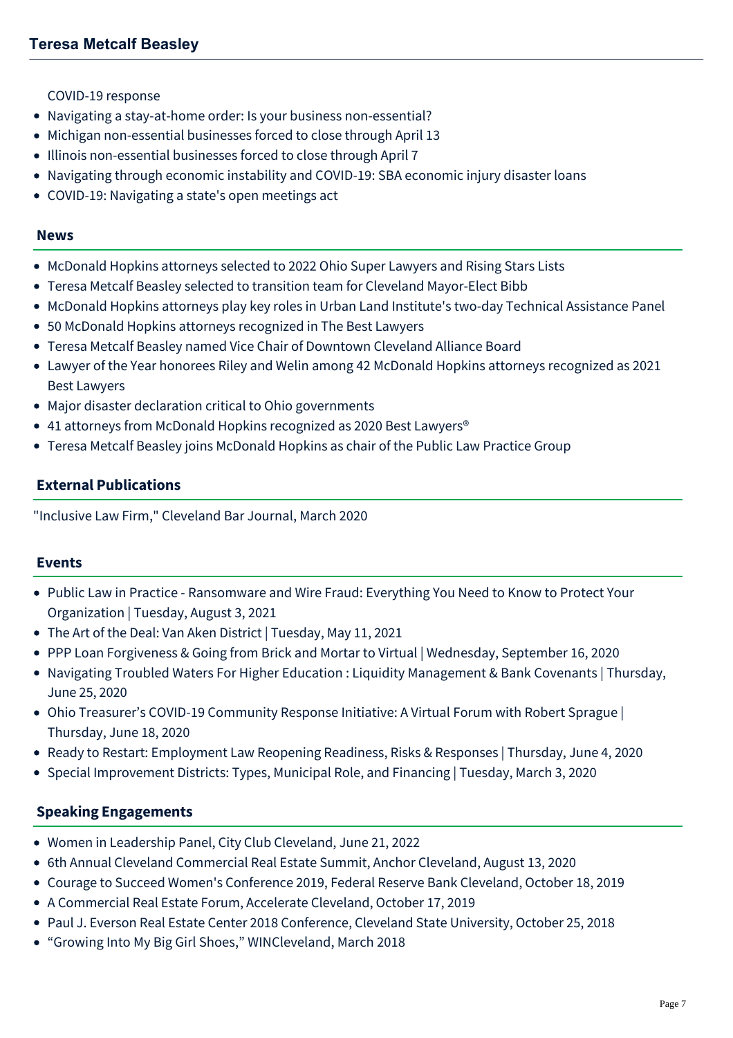COVID-19 response

- Navigating a stay-at-home order: Is your business non-essential?
- Michigan non-essential businesses forced to close through April 13
- Illinois non-essential businesses forced to close through April 7
- Navigating through economic instability and COVID-19: SBA economic injury disaster loans
- COVID-19: Navigating a state's open meetings act

## News

- McDonald Hopkins attorneys selected to 2022 Ohio Super Lawyers and Rising Stars Lists
- Teresa Metcalf Beasley selected to transition team for Cleveland Mayor-Elect Bibb
- McDonald Hopkins attorneys play key roles in Urban Land Institute's two-day Technical Assistance Panel
- 50 McDonald Hopkins attorneys recognized in The Best Lawyers
- Teresa Metcalf Beasley named Vice Chair of Downtown Cleveland Alliance Board
- Lawyer of the Year honorees Riley and Welin among 42 McDonald Hopkins attorneys recognized as 2021 Best Lawyers
- Major disaster declaration critical to Ohio governments
- 41 attorneys from McDonald Hopkins recognized as 2020 Best Lawyers®
- Teresa Metcalf Beasley joins McDonald Hopkins as chair of the Public Law Practice Group

## External Publications

"Inclusive Law Firm," Cleveland Bar Journal, March 2020

## Events

- Public Law in Practice - Ransomware and Wire Fraud: Everything You Need to Know to Protect Your Organization | Tuesday, August 3, 2021
- The Art of the Deal: Van Aken District | Tuesday, May 11, 2021
- PPP Loan Forgiveness & Going from Brick and Mortar to Virtual | Wednesday, September 16, 2020
- Navigating Troubled Waters For Higher Education : Liquidity Management & Bank Covenants | Thursday, June 25, 2020
- Ohio Treasurer's COVID-19 Community Response Initiative: A Virtual Forum with Robert Sprague | Thursday, June 18, 2020
- Ready to Restart: Employment Law Reopening Readiness, Risks & Responses | Thursday, June 4, 2020
- Special Improvement Districts: Types, Municipal Role, and Financing | Tuesday, March 3, 2020

## Speaking Engagements

- Women in Leadership Panel, City Club Cleveland, June 21, 2022
- 6th Annual Cleveland Commercial Real Estate Summit, Anchor Cleveland, August 13, 2020
- Courage to Succeed Women's Conference 2019, Federal Reserve Bank Cleveland, October 18, 2019
- A Commercial Real Estate Forum, Accelerate Cleveland, October 17, 2019
- Paul J. Everson Real Estate Center 2018 Conference, Cleveland State University, October 25, 2018
- "Growing Into My Big Girl Shoes," WINCleveland, March 2018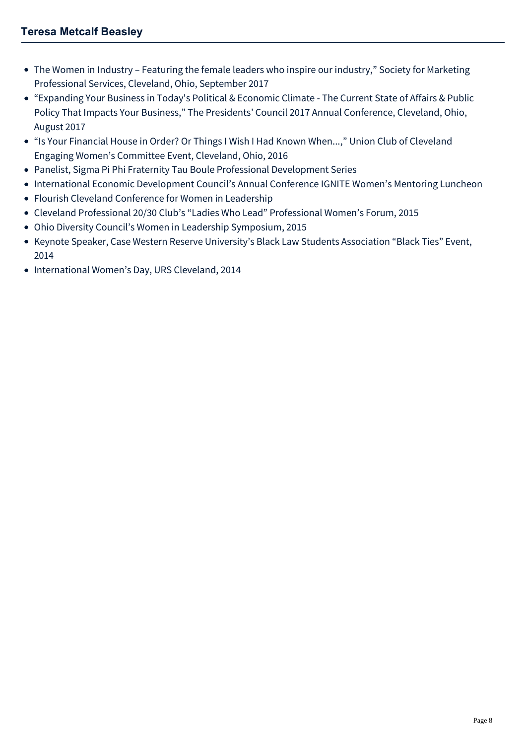- The Women in Industry – Featuring the female leaders who inspire our industry," Society for Marketing Professional Services, Cleveland, Ohio, September 2017
- "Expanding Your Business in Today's Political & Economic Climate - The Current State of Affairs & Public Policy That Impacts Your Business," The Presidents' Council 2017 Annual Conference, Cleveland, Ohio, August 2017
- "Is Your Financial House in Order? Or Things I Wish I Had Known When...," Union Club of Cleveland Engaging Women's Committee Event, Cleveland, Ohio, 2016
- Panelist, Sigma Pi Phi Fraternity Tau Boule Professional Development Series
- International Economic Development Council's Annual Conference IGNITE Women's Mentoring Luncheon
- Flourish Cleveland Conference for Women in Leadership
- Cleveland Professional 20/30 Club's "Ladies Who Lead" Professional Women's Forum, 2015
- Ohio Diversity Council's Women in Leadership Symposium, 2015
- Keynote Speaker, Case Western Reserve University's Black Law Students Association "Black Ties" Event, 2014
- International Women's Day, URS Cleveland, 2014